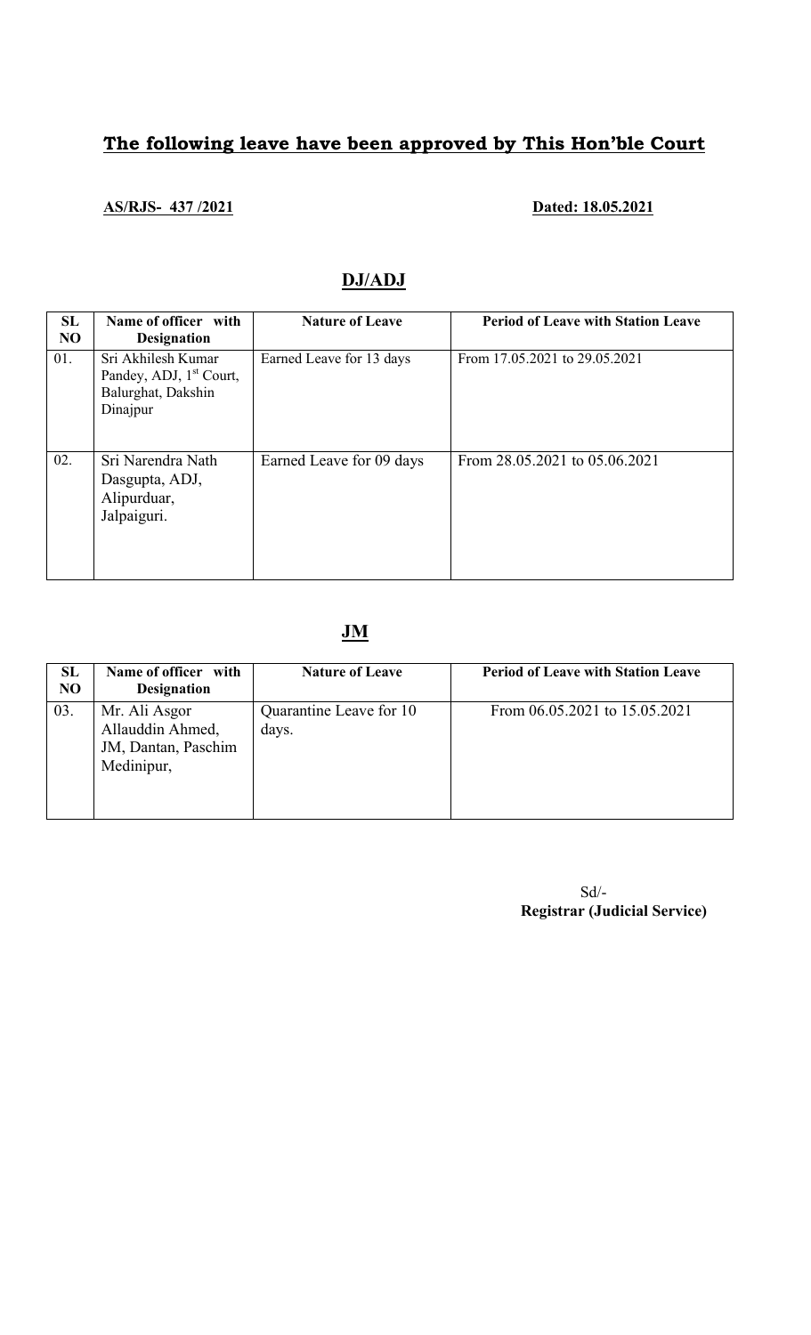## **The following leave have been approved by This Hon'ble Court**

**AS/RJS- 437 /2021** **Dated: 18.05.2021**

### **DJ/ADJ**

| SL NO | Name of officer with Designation | Nature of Leave | Period of Leave with Station Leave |
|---|---|---|---|
| 01. | Sri Akhilesh Kumar Pandey, ADJ, 1st Court, Balurghat, Dakshin Dinajpur | Earned Leave for 13 days | From 17.05.2021 to 29.05.2021 |
| 02. | Sri Narendra Nath Dasgupta, ADJ, Alipurduar, Jalpaiguri. | Earned Leave for 09 days | From 28.05.2021 to 05.06.2021 |

### **JM**

| SL NO | Name of officer with Designation | Nature of Leave | Period of Leave with Station Leave |
|---|---|---|---|
| 03. | Mr. Ali Asgor Allauddin Ahmed, JM, Dantan, Paschim Medinipur, | Quarantine Leave for 10 days. | From 06.05.2021 to 15.05.2021 |

Sd/-
**Registrar (Judicial Service)**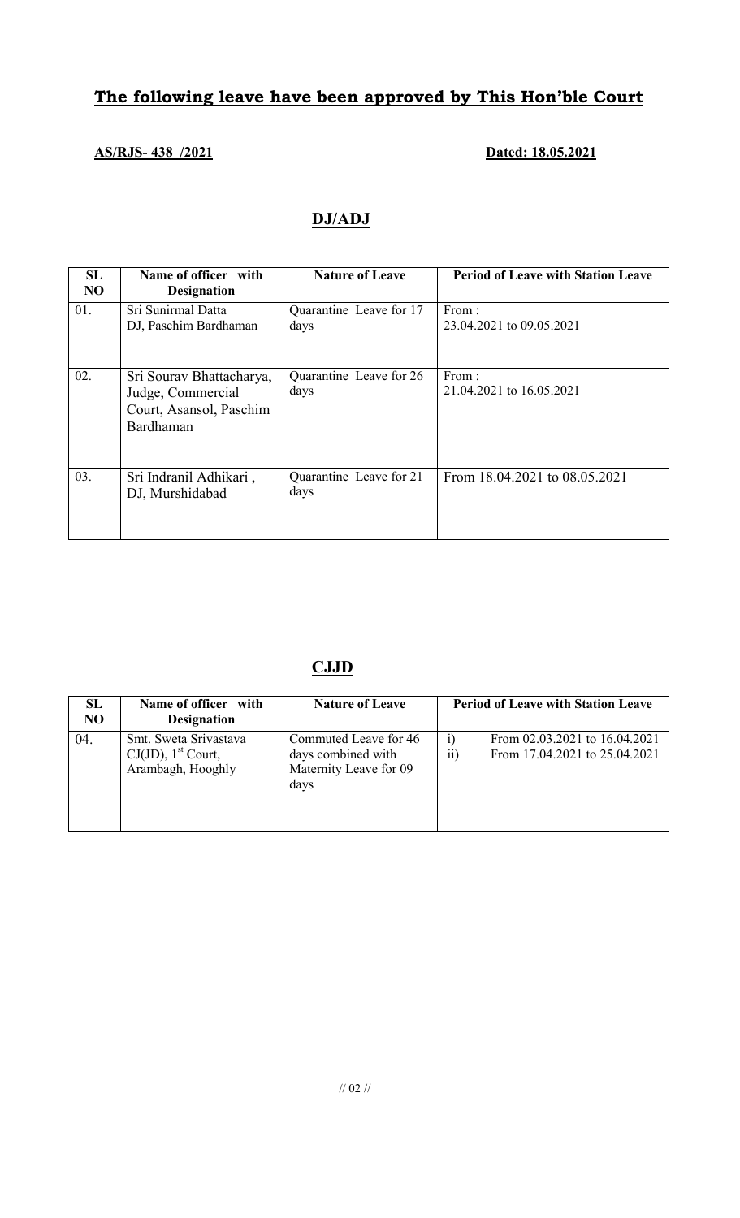## The following leave have been approved by This Hon'ble Court

**AS/RJS- 438 /2021** **Dated: 18.05.2021**

## DJ/ADJ

| SL NO | Name of officer with Designation | Nature of Leave | Period of Leave with Station Leave |
|---|---|---|---|
| 01. | Sri Sunirmal Datta<br>DJ, Paschim Bardhaman | Quarantine Leave for 17 days | From :<br>23.04.2021 to 09.05.2021 |
| 02. | Sri Sourav Bhattacharya, Judge, Commercial Court, Asansol, Paschim Bardhaman | Quarantine Leave for 26 days | From :<br>21.04.2021 to 16.05.2021 |
| 03. | Sri Indranil Adhikari , DJ, Murshidabad | Quarantine Leave for 21 days | From 18.04.2021 to 08.05.2021 |

## CJJD

| SL NO | Name of officer with Designation | Nature of Leave | Period of Leave with Station Leave |
|---|---|---|---|
| 04. | Smt. Sweta Srivastava<br>CJ(JD), 1st Court, Arambagh, Hooghly | Commuted Leave for 46 days combined with Maternity Leave for 09 days | i) From 02.03.2021 to 16.04.2021<br>ii) From 17.04.2021 to 25.04.2021 |

// 02 //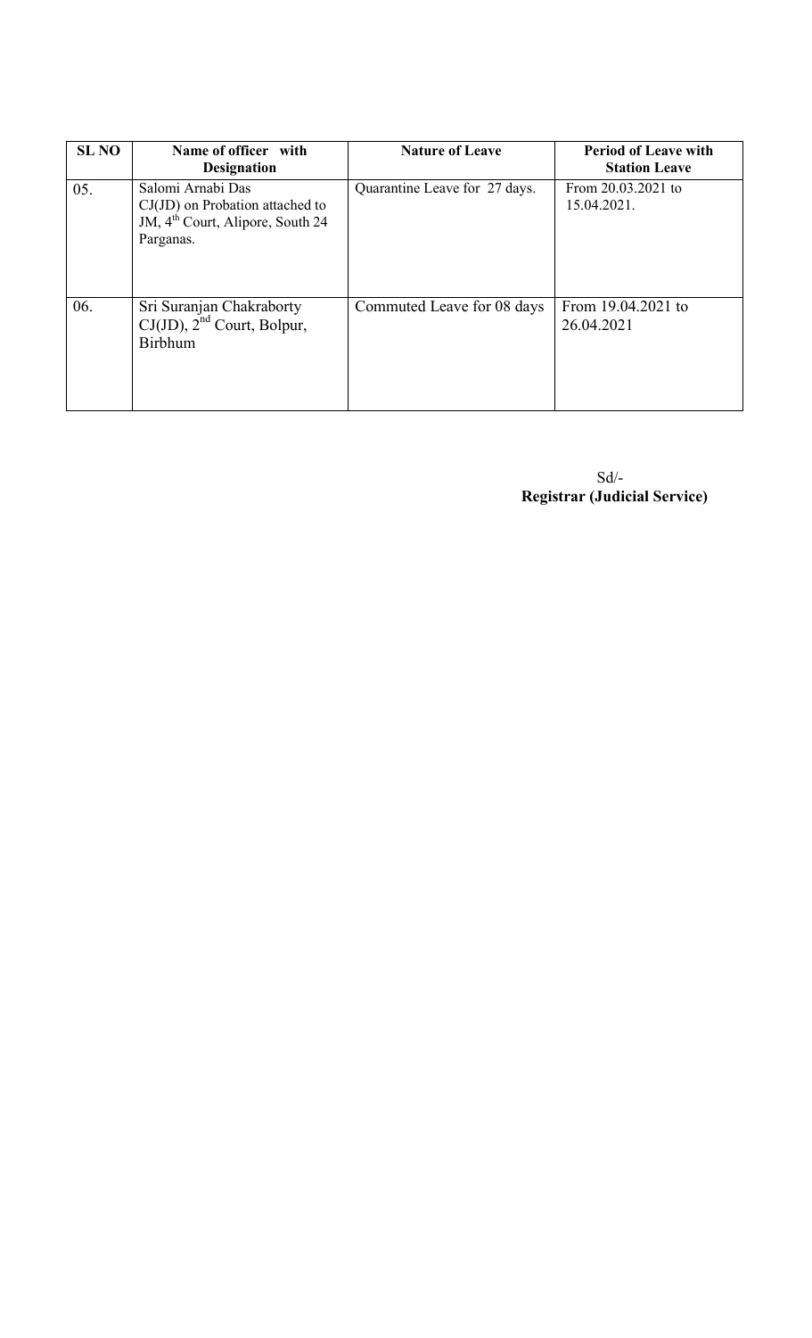| SL NO | Name of officer with Designation | Nature of Leave | Period of Leave with Station Leave |
|---|---|---|---|
| 05. | Salomi Arnabi Das CJ(JD) on Probation attached to JM, 4th Court, Alipore, South 24 Parganas. | Quarantine Leave for 27 days. | From 20.03.2021 to 15.04.2021. |
| 06. | Sri Suranjan Chakraborty CJ(JD), 2nd Court, Bolpur, Birbhum | Commuted Leave for 08 days | From 19.04.2021 to 26.04.2021 |

Sd/-
**Registrar (Judicial Service)**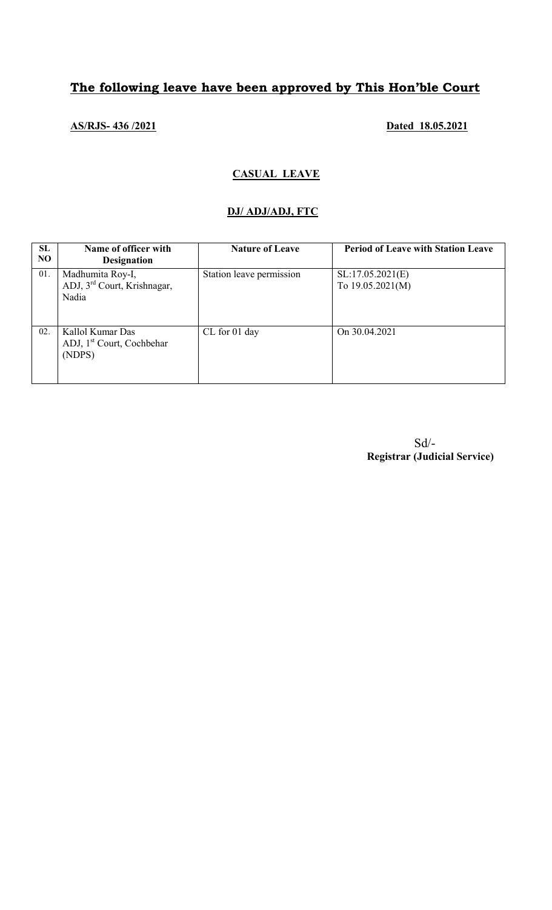# **The following leave have been approved by This Hon'ble Court**

**AS/RJS- 436 /2021** **Dated 18.05.2021**

**CASUAL LEAVE**

**DJ/ ADJ/ADJ, FTC**

| SL NO | Name of officer with Designation | Nature of Leave | Period of Leave with Station Leave |
|---|---|---|---|
| 01. | Madhumita Roy-I, ADJ, 3rd Court, Krishnagar, Nadia | Station leave permission | SL:17.05.2021(E) To 19.05.2021(M) |
| 02. | Kallol Kumar Das ADJ, 1st Court, Cochbehar (NDPS) | CL for 01 day | On 30.04.2021 |

Sd/-
**Registrar (Judicial Service)**